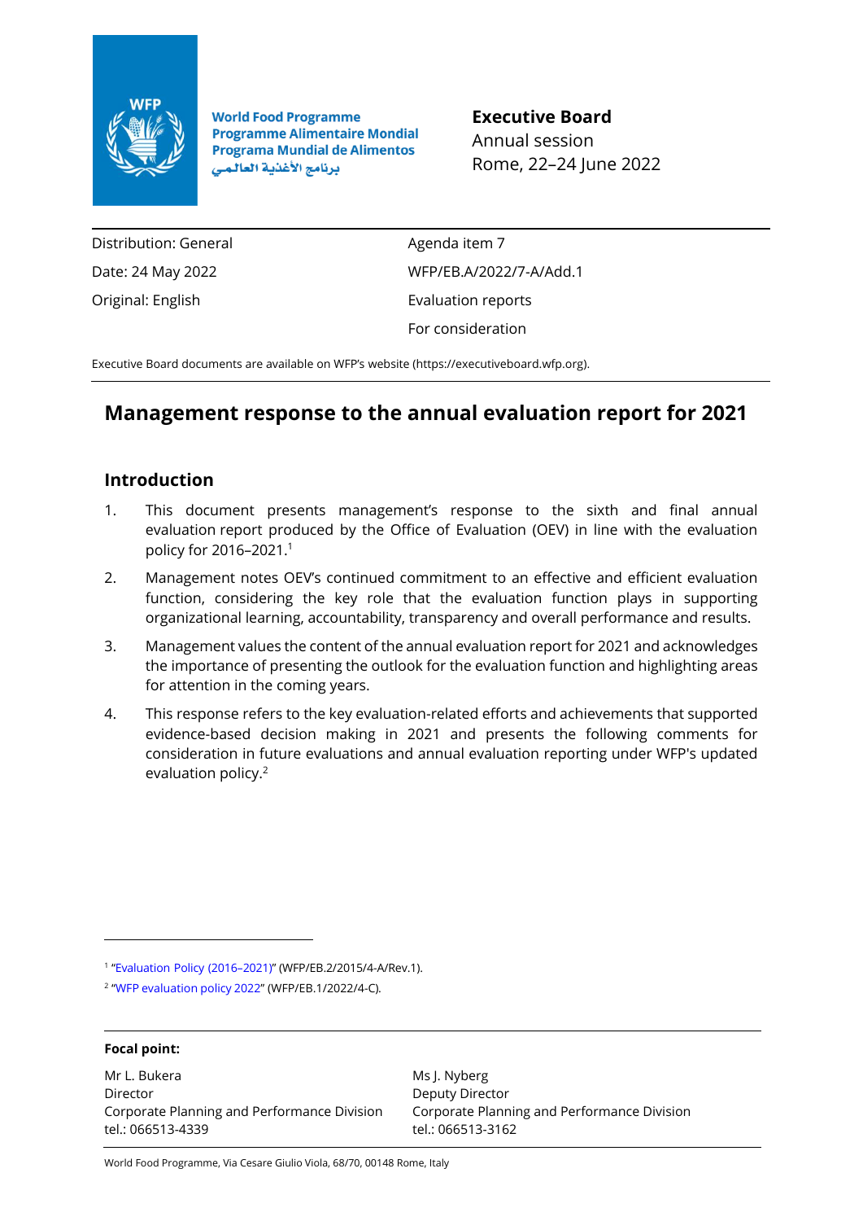World Food Programme
Programme Alimentaire Mondial
Programa Mundial de Alimentos
برنامج الأغذية العالمي

**Executive Board**
Annual session
Rome, 22–24 June 2022

| | |
|---|---|
| Distribution: General | Agenda item 7 |
| Date: 24 May 2022 | WFP/EB.A/2022/7-A/Add.1 |
| Original: English | Evaluation reports |
| | For consideration |

Executive Board documents are available on WFP's website (https://executiveboard.wfp.org).

# Management response to the annual evaluation report for 2021

## Introduction

1. This document presents management's response to the sixth and final annual evaluation report produced by the Office of Evaluation (OEV) in line with the evaluation policy for 2016–2021.[1]
2. Management notes OEV's continued commitment to an effective and efficient evaluation function, considering the key role that the evaluation function plays in supporting organizational learning, accountability, transparency and overall performance and results.
3. Management values the content of the annual evaluation report for 2021 and acknowledges the importance of presenting the outlook for the evaluation function and highlighting areas for attention in the coming years.
4. This response refers to the key evaluation-related efforts and achievements that supported evidence-based decision making in 2021 and presents the following comments for consideration in future evaluations and annual evaluation reporting under WFP's updated evaluation policy.[2]

[1] "Evaluation Policy (2016–2021)" (WFP/EB.2/2015/4-A/Rev.1).

[2] "WFP evaluation policy 2022" (WFP/EB.1/2022/4-C).

**Focal point:**

Mr L. Bukera
Director
Corporate Planning and Performance Division
tel.: 066513-4339

Ms J. Nyberg
Deputy Director
Corporate Planning and Performance Division
tel.: 066513-3162

World Food Programme, Via Cesare Giulio Viola, 68/70, 00148 Rome, Italy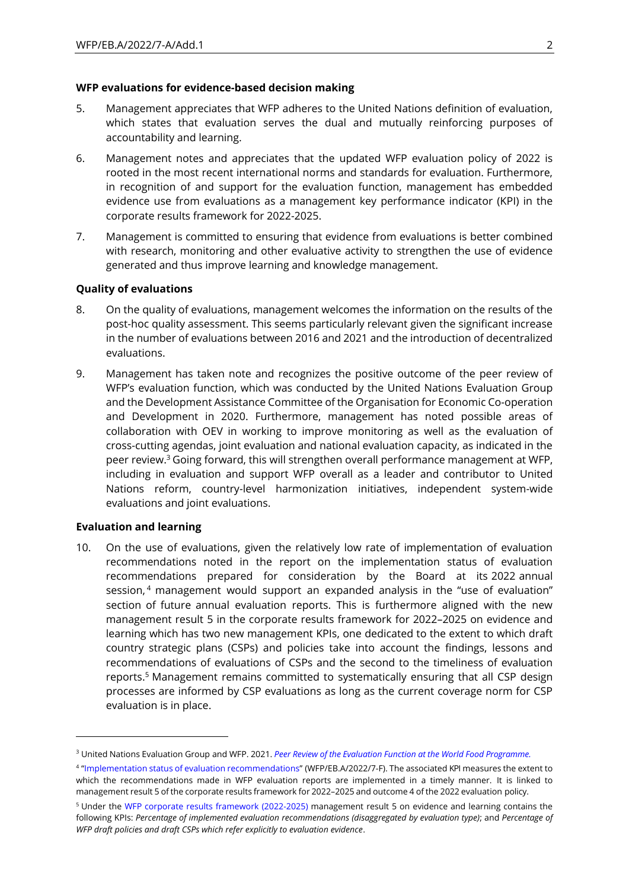**WFP evaluations for evidence-based decision making**

5. Management appreciates that WFP adheres to the United Nations definition of evaluation, which states that evaluation serves the dual and mutually reinforcing purposes of accountability and learning.

6. Management notes and appreciates that the updated WFP evaluation policy of 2022 is rooted in the most recent international norms and standards for evaluation. Furthermore, in recognition of and support for the evaluation function, management has embedded evidence use from evaluations as a management key performance indicator (KPI) in the corporate results framework for 2022-2025.

7. Management is committed to ensuring that evidence from evaluations is better combined with research, monitoring and other evaluative activity to strengthen the use of evidence generated and thus improve learning and knowledge management.

**Quality of evaluations**

8. On the quality of evaluations, management welcomes the information on the results of the post-hoc quality assessment. This seems particularly relevant given the significant increase in the number of evaluations between 2016 and 2021 and the introduction of decentralized evaluations.

9. Management has taken note and recognizes the positive outcome of the peer review of WFP's evaluation function, which was conducted by the United Nations Evaluation Group and the Development Assistance Committee of the Organisation for Economic Co-operation and Development in 2020. Furthermore, management has noted possible areas of collaboration with OEV in working to improve monitoring as well as the evaluation of cross-cutting agendas, joint evaluation and national evaluation capacity, as indicated in the peer review.[3] Going forward, this will strengthen overall performance management at WFP, including in evaluation and support WFP overall as a leader and contributor to United Nations reform, country-level harmonization initiatives, independent system-wide evaluations and joint evaluations.

**Evaluation and learning**

10. On the use of evaluations, given the relatively low rate of implementation of evaluation recommendations noted in the report on the implementation status of evaluation recommendations prepared for consideration by the Board at its 2022 annual session,[4] management would support an expanded analysis in the "use of evaluation" section of future annual evaluation reports. This is furthermore aligned with the new management result 5 in the corporate results framework for 2022–2025 on evidence and learning which has two new management KPIs, one dedicated to the extent to which draft country strategic plans (CSPs) and policies take into account the findings, lessons and recommendations of evaluations of CSPs and the second to the timeliness of evaluation reports.[5] Management remains committed to systematically ensuring that all CSP design processes are informed by CSP evaluations as long as the current coverage norm for CSP evaluation is in place.

---

[3] United Nations Evaluation Group and WFP. 2021. *Peer Review of the Evaluation Function at the World Food Programme.*

[4] "Implementation status of evaluation recommendations" (WFP/EB.A/2022/7-F). The associated KPI measures the extent to which the recommendations made in WFP evaluation reports are implemented in a timely manner. It is linked to management result 5 of the corporate results framework for 2022–2025 and outcome 4 of the 2022 evaluation policy.

[5] Under the WFP corporate results framework (2022-2025) management result 5 on evidence and learning contains the following KPIs: *Percentage of implemented evaluation recommendations (disaggregated by evaluation type)*; and *Percentage of WFP draft policies and draft CSPs which refer explicitly to evaluation evidence*.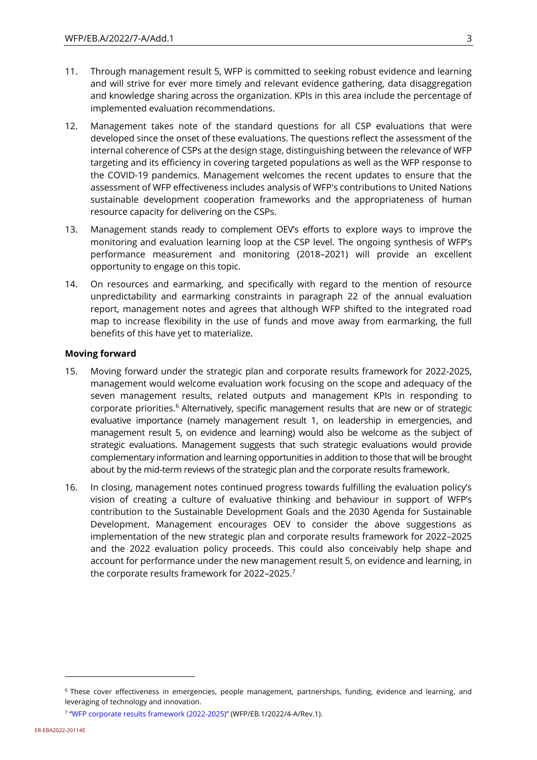11. Through management result 5, WFP is committed to seeking robust evidence and learning and will strive for ever more timely and relevant evidence gathering, data disaggregation and knowledge sharing across the organization. KPIs in this area include the percentage of implemented evaluation recommendations.

12. Management takes note of the standard questions for all CSP evaluations that were developed since the onset of these evaluations. The questions reflect the assessment of the internal coherence of CSPs at the design stage, distinguishing between the relevance of WFP targeting and its efficiency in covering targeted populations as well as the WFP response to the COVID-19 pandemics. Management welcomes the recent updates to ensure that the assessment of WFP effectiveness includes analysis of WFP's contributions to United Nations sustainable development cooperation frameworks and the appropriateness of human resource capacity for delivering on the CSPs.

13. Management stands ready to complement OEV's efforts to explore ways to improve the monitoring and evaluation learning loop at the CSP level. The ongoing synthesis of WFP's performance measurement and monitoring (2018–2021) will provide an excellent opportunity to engage on this topic.

14. On resources and earmarking, and specifically with regard to the mention of resource unpredictability and earmarking constraints in paragraph 22 of the annual evaluation report, management notes and agrees that although WFP shifted to the integrated road map to increase flexibility in the use of funds and move away from earmarking, the full benefits of this have yet to materialize.

**Moving forward**

15. Moving forward under the strategic plan and corporate results framework for 2022-2025, management would welcome evaluation work focusing on the scope and adequacy of the seven management results, related outputs and management KPIs in responding to corporate priorities.[6] Alternatively, specific management results that are new or of strategic evaluative importance (namely management result 1, on leadership in emergencies, and management result 5, on evidence and learning) would also be welcome as the subject of strategic evaluations. Management suggests that such strategic evaluations would provide complementary information and learning opportunities in addition to those that will be brought about by the mid-term reviews of the strategic plan and the corporate results framework.

16. In closing, management notes continued progress towards fulfilling the evaluation policy's vision of creating a culture of evaluative thinking and behaviour in support of WFP's contribution to the Sustainable Development Goals and the 2030 Agenda for Sustainable Development. Management encourages OEV to consider the above suggestions as implementation of the new strategic plan and corporate results framework for 2022–2025 and the 2022 evaluation policy proceeds. This could also conceivably help shape and account for performance under the new management result 5, on evidence and learning, in the corporate results framework for 2022–2025.[7]

---

[6] These cover effectiveness in emergencies, people management, partnerships, funding, evidence and learning, and leveraging of technology and innovation.

[7] "WFP corporate results framework (2022-2025)" (WFP/EB.1/2022/4-A/Rev.1).